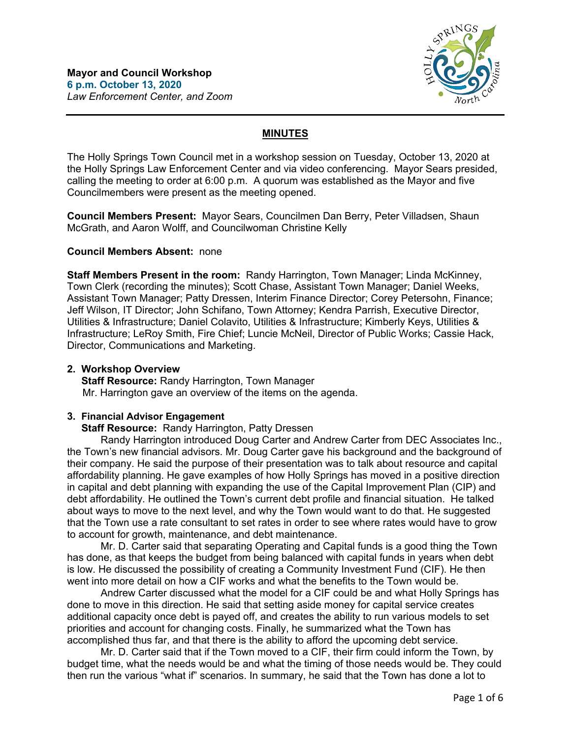**Mayor and Council Workshop**
**6 p.m. October 13, 2020**
*Law Enforcement Center, and Zoom*

## MINUTES

The Holly Springs Town Council met in a workshop session on Tuesday, October 13, 2020 at the Holly Springs Law Enforcement Center and via video conferencing. Mayor Sears presided, calling the meeting to order at 6:00 p.m. A quorum was established as the Mayor and five Councilmembers were present as the meeting opened.

**Council Members Present:** Mayor Sears, Councilmen Dan Berry, Peter Villadsen, Shaun McGrath, and Aaron Wolff, and Councilwoman Christine Kelly

**Council Members Absent:** none

**Staff Members Present in the room:** Randy Harrington, Town Manager; Linda McKinney, Town Clerk (recording the minutes); Scott Chase, Assistant Town Manager; Daniel Weeks, Assistant Town Manager; Patty Dressen, Interim Finance Director; Corey Petersohn, Finance; Jeff Wilson, IT Director; John Schifano, Town Attorney; Kendra Parrish, Executive Director, Utilities & Infrastructure; Daniel Colavito, Utilities & Infrastructure; Kimberly Keys, Utilities & Infrastructure; LeRoy Smith, Fire Chief; Luncie McNeil, Director of Public Works; Cassie Hack, Director, Communications and Marketing.

**2. Workshop Overview**
**Staff Resource:** Randy Harrington, Town Manager
Mr. Harrington gave an overview of the items on the agenda.

**3. Financial Advisor Engagement**
**Staff Resource:** Randy Harrington, Patty Dressen

Randy Harrington introduced Doug Carter and Andrew Carter from DEC Associates Inc., the Town's new financial advisors. Mr. Doug Carter gave his background and the background of their company. He said the purpose of their presentation was to talk about resource and capital affordability planning. He gave examples of how Holly Springs has moved in a positive direction in capital and debt planning with expanding the use of the Capital Improvement Plan (CIP) and debt affordability. He outlined the Town's current debt profile and financial situation. He talked about ways to move to the next level, and why the Town would want to do that. He suggested that the Town use a rate consultant to set rates in order to see where rates would have to grow to account for growth, maintenance, and debt maintenance.

Mr. D. Carter said that separating Operating and Capital funds is a good thing the Town has done, as that keeps the budget from being balanced with capital funds in years when debt is low. He discussed the possibility of creating a Community Investment Fund (CIF). He then went into more detail on how a CIF works and what the benefits to the Town would be.

Andrew Carter discussed what the model for a CIF could be and what Holly Springs has done to move in this direction. He said that setting aside money for capital service creates additional capacity once debt is payed off, and creates the ability to run various models to set priorities and account for changing costs. Finally, he summarized what the Town has accomplished thus far, and that there is the ability to afford the upcoming debt service.

Mr. D. Carter said that if the Town moved to a CIF, their firm could inform the Town, by budget time, what the needs would be and what the timing of those needs would be. They could then run the various "what if" scenarios. In summary, he said that the Town has done a lot to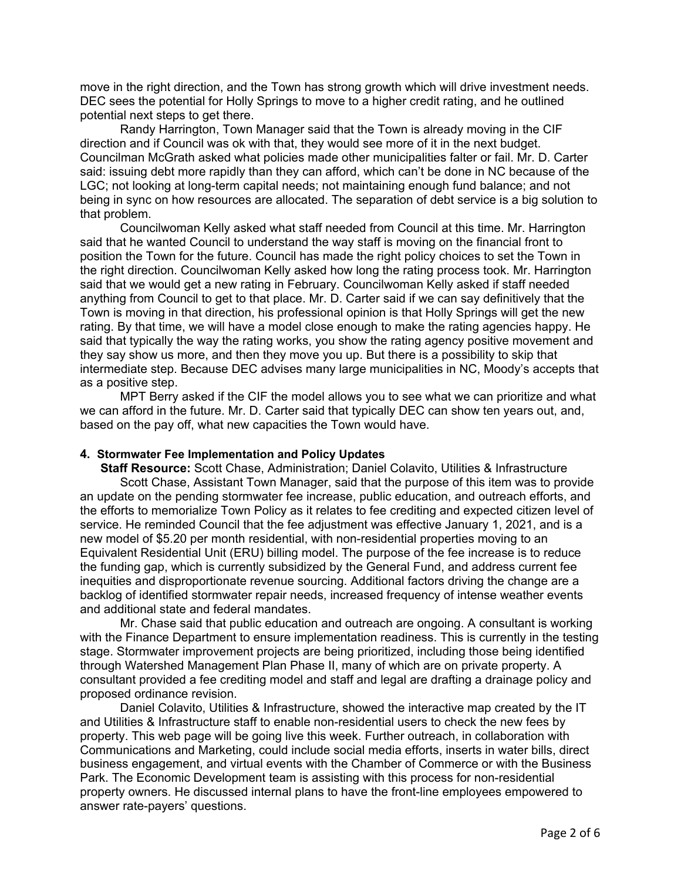move in the right direction, and the Town has strong growth which will drive investment needs. DEC sees the potential for Holly Springs to move to a higher credit rating, and he outlined potential next steps to get there.

Randy Harrington, Town Manager said that the Town is already moving in the CIF direction and if Council was ok with that, they would see more of it in the next budget. Councilman McGrath asked what policies made other municipalities falter or fail. Mr. D. Carter said: issuing debt more rapidly than they can afford, which can't be done in NC because of the LGC; not looking at long-term capital needs; not maintaining enough fund balance; and not being in sync on how resources are allocated. The separation of debt service is a big solution to that problem.

Councilwoman Kelly asked what staff needed from Council at this time. Mr. Harrington said that he wanted Council to understand the way staff is moving on the financial front to position the Town for the future. Council has made the right policy choices to set the Town in the right direction. Councilwoman Kelly asked how long the rating process took. Mr. Harrington said that we would get a new rating in February. Councilwoman Kelly asked if staff needed anything from Council to get to that place. Mr. D. Carter said if we can say definitively that the Town is moving in that direction, his professional opinion is that Holly Springs will get the new rating. By that time, we will have a model close enough to make the rating agencies happy. He said that typically the way the rating works, you show the rating agency positive movement and they say show us more, and then they move you up. But there is a possibility to skip that intermediate step. Because DEC advises many large municipalities in NC, Moody's accepts that as a positive step.

MPT Berry asked if the CIF the model allows you to see what we can prioritize and what we can afford in the future. Mr. D. Carter said that typically DEC can show ten years out, and, based on the pay off, what new capacities the Town would have.

**4. Stormwater Fee Implementation and Policy Updates**

**Staff Resource:** Scott Chase, Administration; Daniel Colavito, Utilities & Infrastructure

Scott Chase, Assistant Town Manager, said that the purpose of this item was to provide an update on the pending stormwater fee increase, public education, and outreach efforts, and the efforts to memorialize Town Policy as it relates to fee crediting and expected citizen level of service. He reminded Council that the fee adjustment was effective January 1, 2021, and is a new model of $5.20 per month residential, with non-residential properties moving to an Equivalent Residential Unit (ERU) billing model. The purpose of the fee increase is to reduce the funding gap, which is currently subsidized by the General Fund, and address current fee inequities and disproportionate revenue sourcing. Additional factors driving the change are a backlog of identified stormwater repair needs, increased frequency of intense weather events and additional state and federal mandates.

Mr. Chase said that public education and outreach are ongoing. A consultant is working with the Finance Department to ensure implementation readiness. This is currently in the testing stage. Stormwater improvement projects are being prioritized, including those being identified through Watershed Management Plan Phase II, many of which are on private property. A consultant provided a fee crediting model and staff and legal are drafting a drainage policy and proposed ordinance revision.

Daniel Colavito, Utilities & Infrastructure, showed the interactive map created by the IT and Utilities & Infrastructure staff to enable non-residential users to check the new fees by property. This web page will be going live this week. Further outreach, in collaboration with Communications and Marketing, could include social media efforts, inserts in water bills, direct business engagement, and virtual events with the Chamber of Commerce or with the Business Park. The Economic Development team is assisting with this process for non-residential property owners. He discussed internal plans to have the front-line employees empowered to answer rate-payers' questions.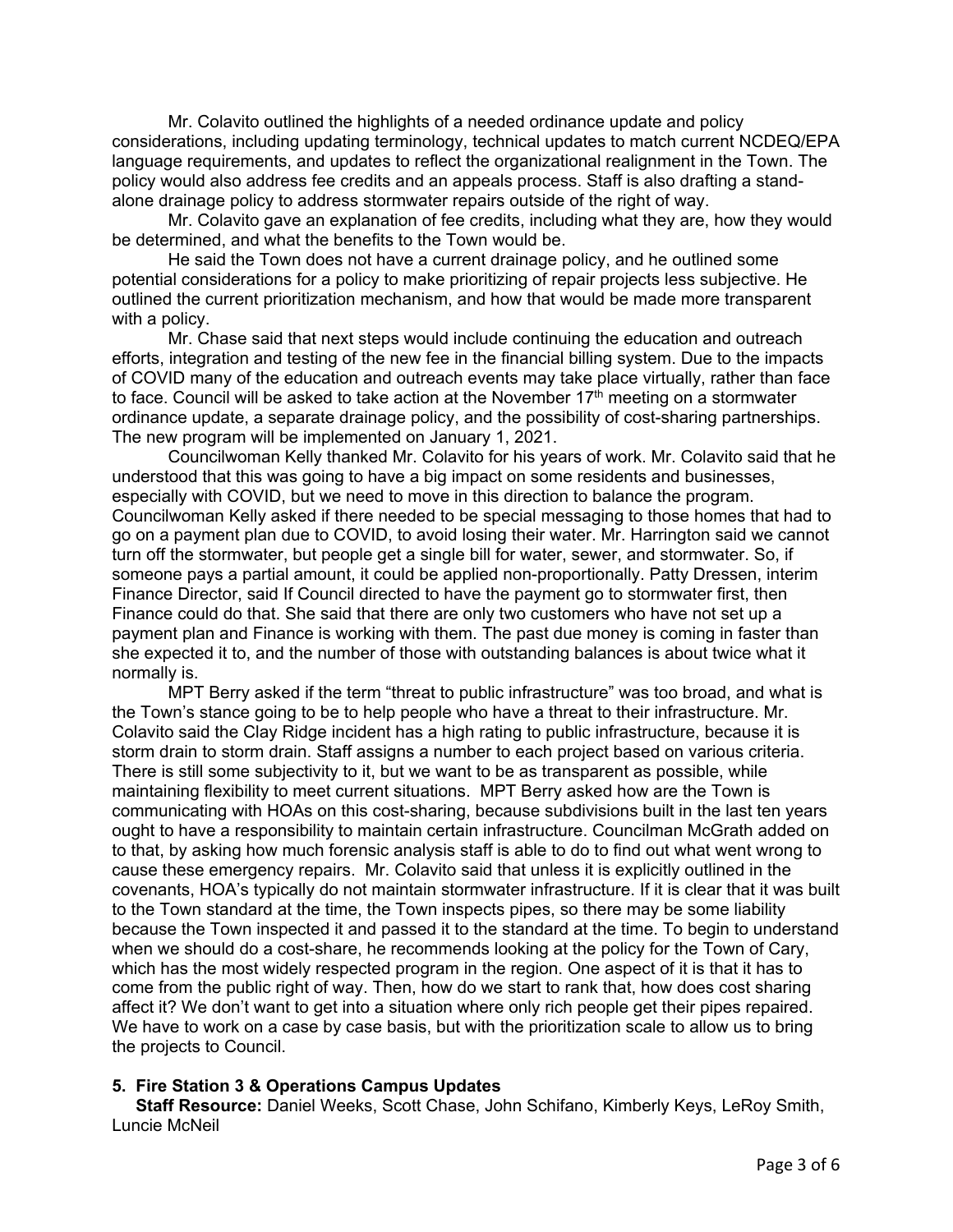Mr. Colavito outlined the highlights of a needed ordinance update and policy considerations, including updating terminology, technical updates to match current NCDEQ/EPA language requirements, and updates to reflect the organizational realignment in the Town. The policy would also address fee credits and an appeals process. Staff is also drafting a stand-alone drainage policy to address stormwater repairs outside of the right of way.

Mr. Colavito gave an explanation of fee credits, including what they are, how they would be determined, and what the benefits to the Town would be.

He said the Town does not have a current drainage policy, and he outlined some potential considerations for a policy to make prioritizing of repair projects less subjective. He outlined the current prioritization mechanism, and how that would be made more transparent with a policy.

Mr. Chase said that next steps would include continuing the education and outreach efforts, integration and testing of the new fee in the financial billing system. Due to the impacts of COVID many of the education and outreach events may take place virtually, rather than face to face. Council will be asked to take action at the November 17th meeting on a stormwater ordinance update, a separate drainage policy, and the possibility of cost-sharing partnerships. The new program will be implemented on January 1, 2021.

Councilwoman Kelly thanked Mr. Colavito for his years of work. Mr. Colavito said that he understood that this was going to have a big impact on some residents and businesses, especially with COVID, but we need to move in this direction to balance the program. Councilwoman Kelly asked if there needed to be special messaging to those homes that had to go on a payment plan due to COVID, to avoid losing their water. Mr. Harrington said we cannot turn off the stormwater, but people get a single bill for water, sewer, and stormwater. So, if someone pays a partial amount, it could be applied non-proportionally. Patty Dressen, interim Finance Director, said If Council directed to have the payment go to stormwater first, then Finance could do that. She said that there are only two customers who have not set up a payment plan and Finance is working with them. The past due money is coming in faster than she expected it to, and the number of those with outstanding balances is about twice what it normally is.

MPT Berry asked if the term "threat to public infrastructure" was too broad, and what is the Town's stance going to be to help people who have a threat to their infrastructure. Mr. Colavito said the Clay Ridge incident has a high rating to public infrastructure, because it is storm drain to storm drain. Staff assigns a number to each project based on various criteria. There is still some subjectivity to it, but we want to be as transparent as possible, while maintaining flexibility to meet current situations. MPT Berry asked how are the Town is communicating with HOAs on this cost-sharing, because subdivisions built in the last ten years ought to have a responsibility to maintain certain infrastructure. Councilman McGrath added on to that, by asking how much forensic analysis staff is able to do to find out what went wrong to cause these emergency repairs. Mr. Colavito said that unless it is explicitly outlined in the covenants, HOA's typically do not maintain stormwater infrastructure. If it is clear that it was built to the Town standard at the time, the Town inspects pipes, so there may be some liability because the Town inspected it and passed it to the standard at the time. To begin to understand when we should do a cost-share, he recommends looking at the policy for the Town of Cary, which has the most widely respected program in the region. One aspect of it is that it has to come from the public right of way. Then, how do we start to rank that, how does cost sharing affect it? We don't want to get into a situation where only rich people get their pipes repaired. We have to work on a case by case basis, but with the prioritization scale to allow us to bring the projects to Council.

## 5. Fire Station 3 & Operations Campus Updates

**Staff Resource:** Daniel Weeks, Scott Chase, John Schifano, Kimberly Keys, LeRoy Smith, Luncie McNeil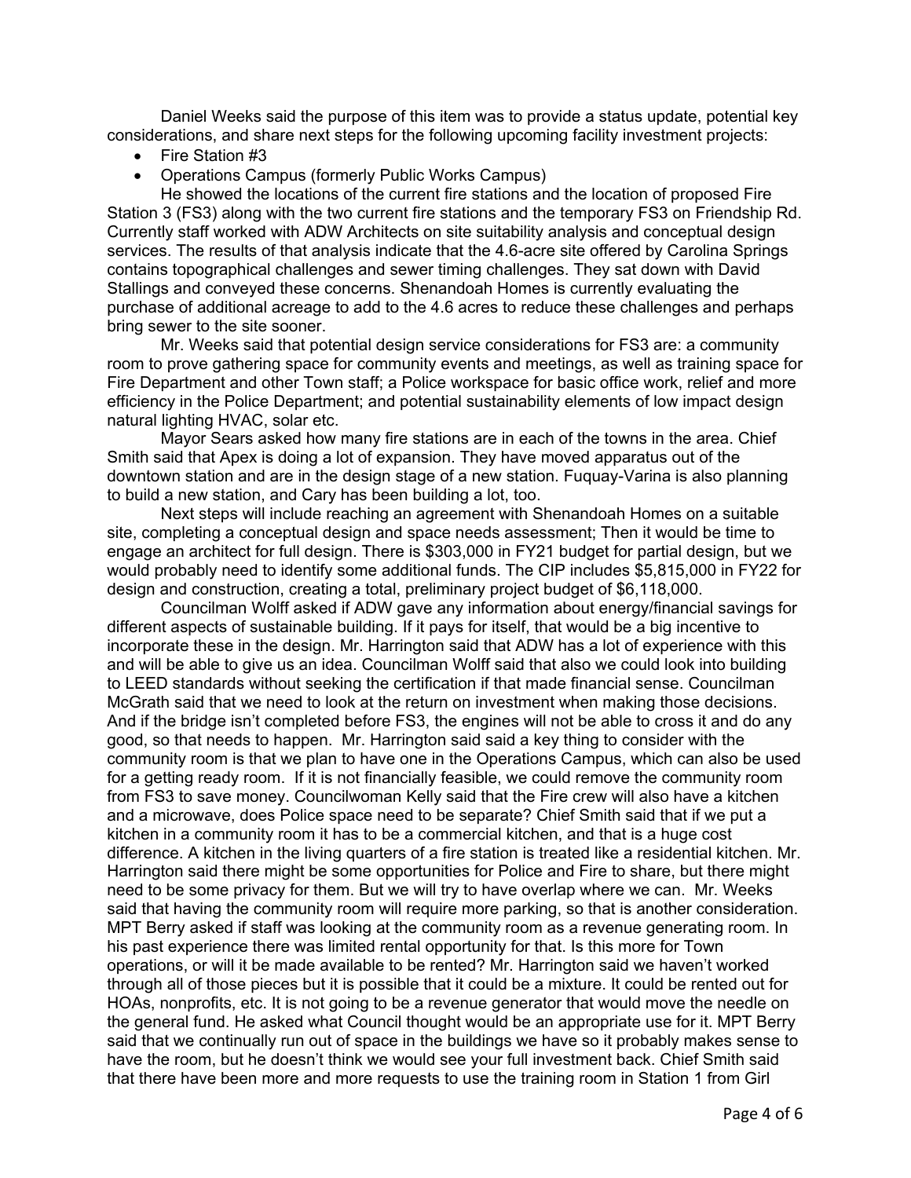Daniel Weeks said the purpose of this item was to provide a status update, potential key considerations, and share next steps for the following upcoming facility investment projects:

- Fire Station #3
- Operations Campus (formerly Public Works Campus)

He showed the locations of the current fire stations and the location of proposed Fire Station 3 (FS3) along with the two current fire stations and the temporary FS3 on Friendship Rd. Currently staff worked with ADW Architects on site suitability analysis and conceptual design services. The results of that analysis indicate that the 4.6-acre site offered by Carolina Springs contains topographical challenges and sewer timing challenges. They sat down with David Stallings and conveyed these concerns. Shenandoah Homes is currently evaluating the purchase of additional acreage to add to the 4.6 acres to reduce these challenges and perhaps bring sewer to the site sooner.

Mr. Weeks said that potential design service considerations for FS3 are: a community room to prove gathering space for community events and meetings, as well as training space for Fire Department and other Town staff; a Police workspace for basic office work, relief and more efficiency in the Police Department; and potential sustainability elements of low impact design natural lighting HVAC, solar etc.

Mayor Sears asked how many fire stations are in each of the towns in the area. Chief Smith said that Apex is doing a lot of expansion. They have moved apparatus out of the downtown station and are in the design stage of a new station. Fuquay-Varina is also planning to build a new station, and Cary has been building a lot, too.

Next steps will include reaching an agreement with Shenandoah Homes on a suitable site, completing a conceptual design and space needs assessment; Then it would be time to engage an architect for full design. There is $303,000 in FY21 budget for partial design, but we would probably need to identify some additional funds. The CIP includes $5,815,000 in FY22 for design and construction, creating a total, preliminary project budget of $6,118,000.

Councilman Wolff asked if ADW gave any information about energy/financial savings for different aspects of sustainable building. If it pays for itself, that would be a big incentive to incorporate these in the design. Mr. Harrington said that ADW has a lot of experience with this and will be able to give us an idea. Councilman Wolff said that also we could look into building to LEED standards without seeking the certification if that made financial sense. Councilman McGrath said that we need to look at the return on investment when making those decisions. And if the bridge isn't completed before FS3, the engines will not be able to cross it and do any good, so that needs to happen. Mr. Harrington said said a key thing to consider with the community room is that we plan to have one in the Operations Campus, which can also be used for a getting ready room. If it is not financially feasible, we could remove the community room from FS3 to save money. Councilwoman Kelly said that the Fire crew will also have a kitchen and a microwave, does Police space need to be separate? Chief Smith said that if we put a kitchen in a community room it has to be a commercial kitchen, and that is a huge cost difference. A kitchen in the living quarters of a fire station is treated like a residential kitchen. Mr. Harrington said there might be some opportunities for Police and Fire to share, but there might need to be some privacy for them. But we will try to have overlap where we can. Mr. Weeks said that having the community room will require more parking, so that is another consideration. MPT Berry asked if staff was looking at the community room as a revenue generating room. In his past experience there was limited rental opportunity for that. Is this more for Town operations, or will it be made available to be rented? Mr. Harrington said we haven't worked through all of those pieces but it is possible that it could be a mixture. It could be rented out for HOAs, nonprofits, etc. It is not going to be a revenue generator that would move the needle on the general fund. He asked what Council thought would be an appropriate use for it. MPT Berry said that we continually run out of space in the buildings we have so it probably makes sense to have the room, but he doesn't think we would see your full investment back. Chief Smith said that there have been more and more requests to use the training room in Station 1 from Girl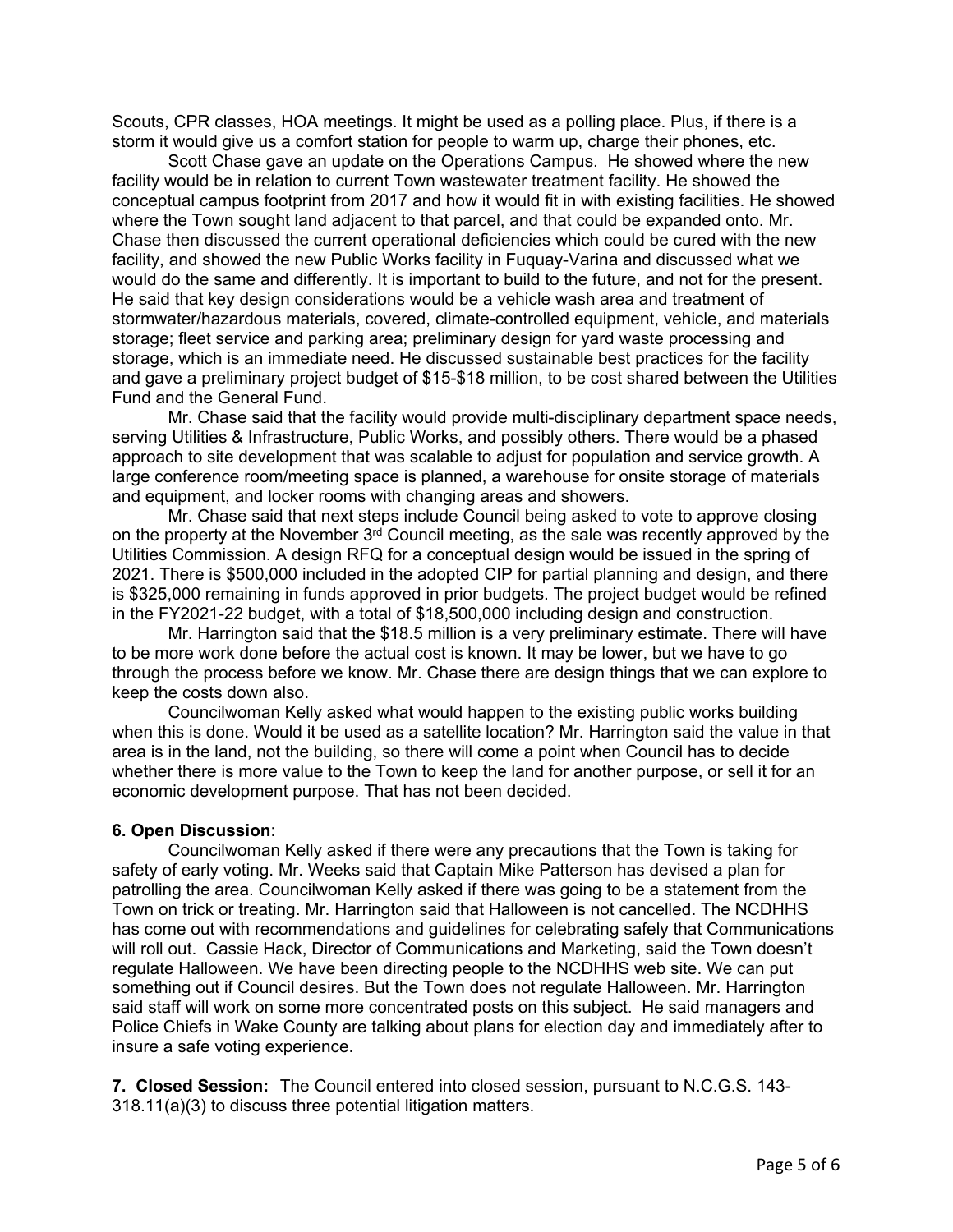Scouts, CPR classes, HOA meetings. It might be used as a polling place. Plus, if there is a storm it would give us a comfort station for people to warm up, charge their phones, etc.

Scott Chase gave an update on the Operations Campus. He showed where the new facility would be in relation to current Town wastewater treatment facility. He showed the conceptual campus footprint from 2017 and how it would fit in with existing facilities. He showed where the Town sought land adjacent to that parcel, and that could be expanded onto. Mr. Chase then discussed the current operational deficiencies which could be cured with the new facility, and showed the new Public Works facility in Fuquay-Varina and discussed what we would do the same and differently. It is important to build to the future, and not for the present. He said that key design considerations would be a vehicle wash area and treatment of stormwater/hazardous materials, covered, climate-controlled equipment, vehicle, and materials storage; fleet service and parking area; preliminary design for yard waste processing and storage, which is an immediate need. He discussed sustainable best practices for the facility and gave a preliminary project budget of $15-$18 million, to be cost shared between the Utilities Fund and the General Fund.

Mr. Chase said that the facility would provide multi-disciplinary department space needs, serving Utilities & Infrastructure, Public Works, and possibly others. There would be a phased approach to site development that was scalable to adjust for population and service growth. A large conference room/meeting space is planned, a warehouse for onsite storage of materials and equipment, and locker rooms with changing areas and showers.

Mr. Chase said that next steps include Council being asked to vote to approve closing on the property at the November 3rd Council meeting, as the sale was recently approved by the Utilities Commission. A design RFQ for a conceptual design would be issued in the spring of 2021. There is $500,000 included in the adopted CIP for partial planning and design, and there is $325,000 remaining in funds approved in prior budgets. The project budget would be refined in the FY2021-22 budget, with a total of $18,500,000 including design and construction.

Mr. Harrington said that the $18.5 million is a very preliminary estimate. There will have to be more work done before the actual cost is known. It may be lower, but we have to go through the process before we know. Mr. Chase there are design things that we can explore to keep the costs down also.

Councilwoman Kelly asked what would happen to the existing public works building when this is done. Would it be used as a satellite location? Mr. Harrington said the value in that area is in the land, not the building, so there will come a point when Council has to decide whether there is more value to the Town to keep the land for another purpose, or sell it for an economic development purpose. That has not been decided.

**6. Open Discussion**:

Councilwoman Kelly asked if there were any precautions that the Town is taking for safety of early voting. Mr. Weeks said that Captain Mike Patterson has devised a plan for patrolling the area. Councilwoman Kelly asked if there was going to be a statement from the Town on trick or treating. Mr. Harrington said that Halloween is not cancelled. The NCDHHS has come out with recommendations and guidelines for celebrating safely that Communications will roll out. Cassie Hack, Director of Communications and Marketing, said the Town doesn't regulate Halloween. We have been directing people to the NCDHHS web site. We can put something out if Council desires. But the Town does not regulate Halloween. Mr. Harrington said staff will work on some more concentrated posts on this subject. He said managers and Police Chiefs in Wake County are talking about plans for election day and immediately after to insure a safe voting experience.

**7. Closed Session:** The Council entered into closed session, pursuant to N.C.G.S. 143-318.11(a)(3) to discuss three potential litigation matters.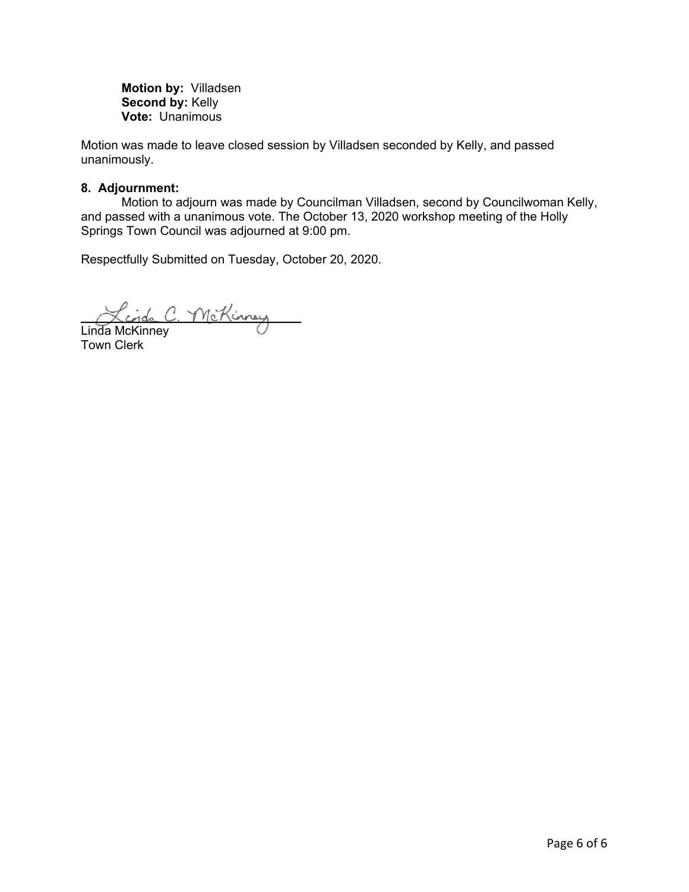**Motion by:** Villadsen
**Second by:** Kelly
**Vote:** Unanimous

Motion was made to leave closed session by Villadsen seconded by Kelly, and passed unanimously.

**8. Adjournment:**

Motion to adjourn was made by Councilman Villadsen, second by Councilwoman Kelly, and passed with a unanimous vote. The October 13, 2020 workshop meeting of the Holly Springs Town Council was adjourned at 9:00 pm.

Respectfully Submitted on Tuesday, October 20, 2020.

Linda C. McKinney

Linda McKinney
Town Clerk